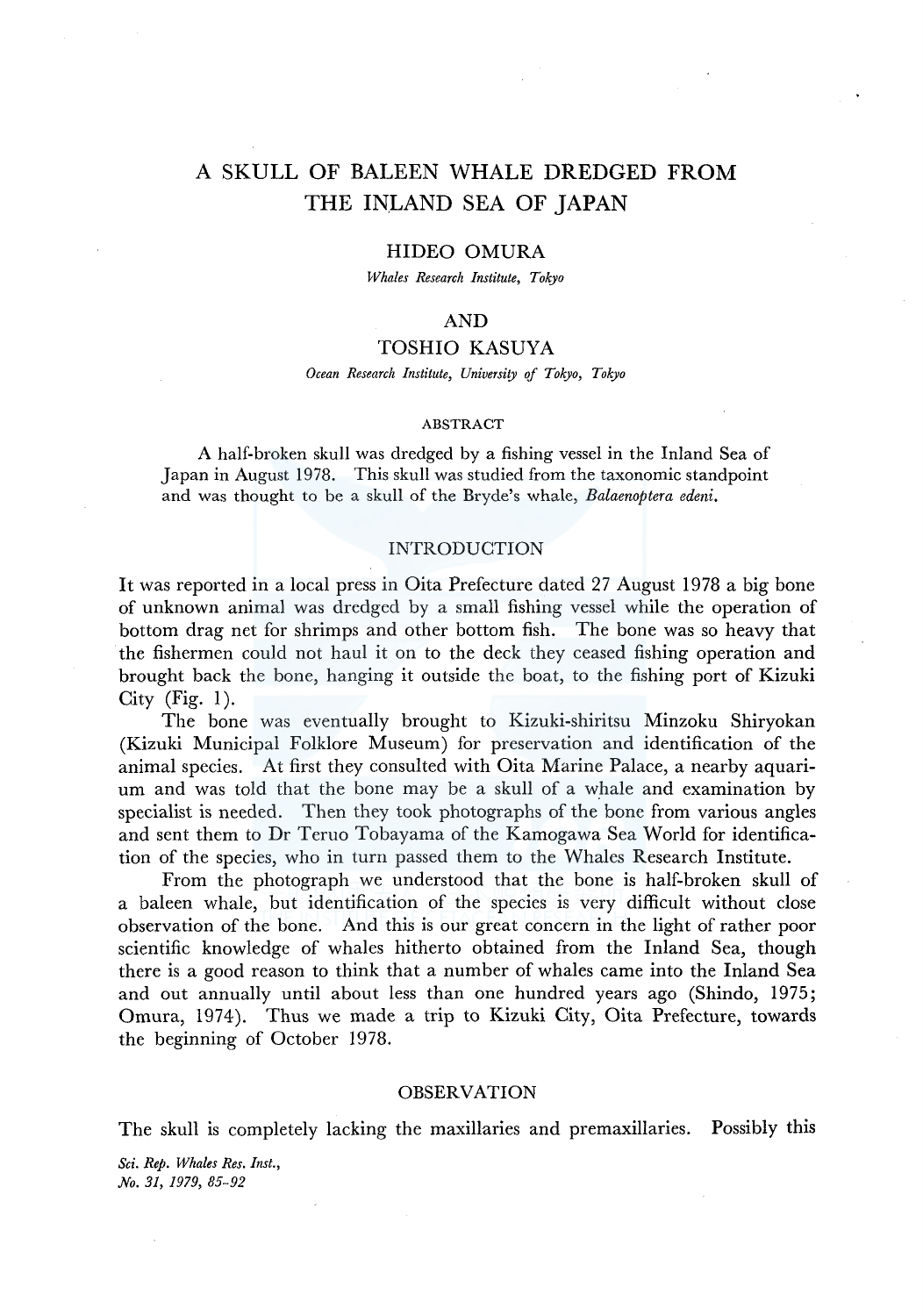# A SKULL OF BALEEN WHALE DREDGED FROM THE INLAND SEA OF JAPAN

HIDEO OMURA

*Whales Research Institute, Tokyo*

AND

TOSHIO KASUYA

*Ocean Research Institute, University of Tokyo, Tokyo*

## ABSTRACT

A half-broken skull was dredged by a fishing vessel in the Inland Sea of Japan in August 1978. This skull was studied from the taxonomic standpoint and was thought to be a skull of the Bryde's whale, *Balaenoptera edeni*.

## INTRODUCTION

It was reported in a local press in Oita Prefecture dated 27 August 1978 a big bone of unknown animal was dredged by a small fishing vessel while the operation of bottom drag net for shrimps and other bottom fish. The bone was so heavy that the fishermen could not haul it on to the deck they ceased fishing operation and brought back the bone, hanging it outside the boat, to the fishing port of Kizuki City (Fig. 1).

The bone was eventually brought to Kizuki-shiritsu Minzoku Shiryokan (Kizuki Municipal Folklore Museum) for preservation and identification of the animal species. At first they consulted with Oita Marine Palace, a nearby aquarium and was told that the bone may be a skull of a whale and examination by specialist is needed. Then they took photographs of the bone from various angles and sent them to Dr Teruo Tobayama of the Kamogawa Sea World for identification of the species, who in turn passed them to the Whales Research Institute.

From the photograph we understood that the bone is half-broken skull of a baleen whale, but identification of the species is very difficult without close observation of the bone. And this is our great concern in the light of rather poor scientific knowledge of whales hitherto obtained from the Inland Sea, though there is a good reason to think that a number of whales came into the Inland Sea and out annually until about less than one hundred years ago (Shindo, 1975; Omura, 1974). Thus we made a trip to Kizuki City, Oita Prefecture, towards the beginning of October 1978.

## OBSERVATION

The skull is completely lacking the maxillaries and premaxillaries. Possibly this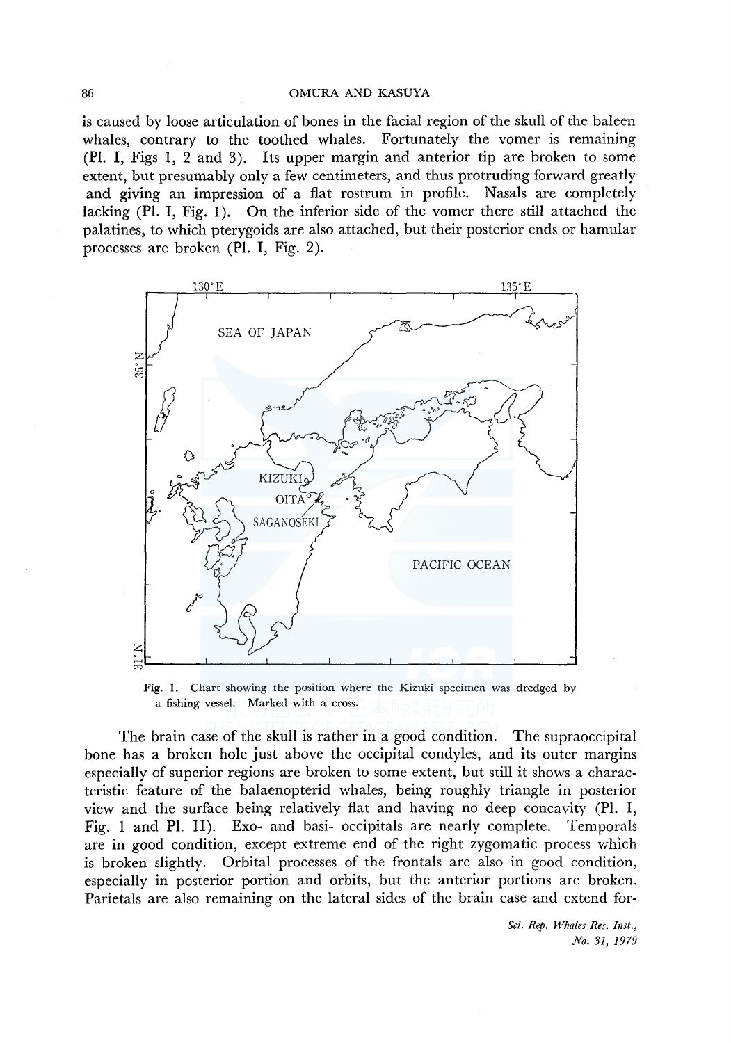is caused by loose articulation of bones in the facial region of the skull of the baleen whales, contrary to the toothed whales. Fortunately the vomer is remaining (Pl. I, Figs 1, 2 and 3). Its upper margin and anterior tip are broken to some extent, but presumably only a few centimeters, and thus protruding forward greatly and giving an impression of a flat rostrum in profile. Nasals are completely lacking (Pl. I, Fig. 1). On the inferior side of the vomer there still attached the palatines, to which pterygoids are also attached, but their posterior ends or hamular processes are broken (Pl. I, Fig. 2).

Fig. 1. Chart showing the position where the Kizuki specimen was dredged by a fishing vessel. Marked with a cross.

The brain case of the skull is rather in a good condition. The supraoccipital bone has a broken hole just above the occipital condyles, and its outer margins especially of superior regions are broken to some extent, but still it shows a characteristic feature of the balaenopterid whales, being roughly triangle in posterior view and the surface being relatively flat and having no deep concavity (Pl. I, Fig. 1 and Pl. II). Exo- and basi- occipitals are nearly complete. Temporals are in good condition, except extreme end of the right zygomatic process which is broken slightly. Orbital processes of the frontals are also in good condition, especially in posterior portion and orbits, but the anterior portions are broken. Parietals are also remaining on the lateral sides of the brain case and extend for-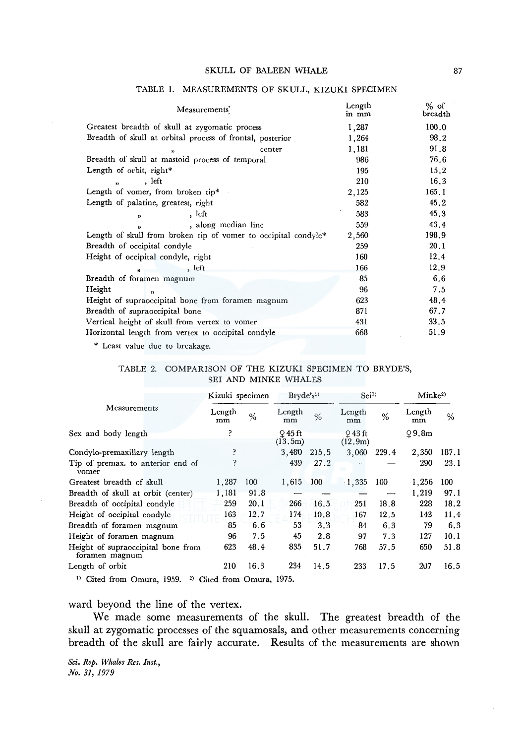TABLE 1. MEASUREMENTS OF SKULL, KIZUKI SPECIMEN

| Measurements | Length in mm | % of breadth |
|---|---|---|
| Greatest breadth of skull at zygomatic process | 1,287 | 100.0 |
| Breadth of skull at orbital process of frontal, posterior | 1,264 | 98.2 |
| 〃 center | 1,181 | 91.8 |
| Breadth of skull at mastoid process of temporal | 986 | 76.6 |
| Length of orbit, right* | 195 | 15.2 |
| 〃 , left | 210 | 16.3 |
| Length of vomer, from broken tip* | 2,125 | 165.1 |
| Length of palatine, greatest, right | 582 | 45.2 |
| 〃 , left | 583 | 45.3 |
| 〃 , along median line | 559 | 43.4 |
| Length of skull from broken tip of vomer to occipital condyle* | 2,560 | 198.9 |
| Breadth of occipital condyle | 259 | 20.1 |
| Height of occipital condyle, right | 160 | 12.4 |
| 〃 , left | 166 | 12.9 |
| Breadth of foramen magnum | 85 | 6.6 |
| Height 〃 | 96 | 7.5 |
| Height of supraoccipital bone from foramen magnum | 623 | 48.4 |
| Breadth of supraoccipital bone | 871 | 67.7 |
| Vertical height of skull from vertex to vomer | 431 | 33.5 |
| Horizontal length from vertex to occipital condyle | 668 | 51.9 |

\* Least value due to breakage.

TABLE 2. COMPARISON OF THE KIZUKI SPECIMEN TO BRYDE'S, SEI AND MINKE WHALES

| Measurements | Kizuki specimen | | Bryde's[1] | | Sei[1] | | Minke[2] | |
|---|---|---|---|---|---|---|---|---|
| | Length mm | % | Length mm | % | Length mm | % | Length mm | % |
| Sex and body length | ? | | ♀45 ft (13.5m) | | ♀43 ft (12.9m) | | ♀9.8m | |
| Condylo-premaxillary length | ? | | 3,480 | 215.5 | 3,060 | 229.4 | 2,350 | 187.1 |
| Tip of premax. to anterior end of vomer | ? | | 439 | 27.2 | — | — | 290 | 23.1 |
| Greatest breadth of skull | 1,287 | 100 | 1,615 | 100 | 1,335 | 100 | 1,256 | 100 |
| Breadth of skull at orbit (center) | 1,181 | 91.8 | — | — | — | — | 1,219 | 97.1 |
| Breadth of occipital condyle | 259 | 20.1 | 266 | 16.5 | 251 | 18.8 | 228 | 18.2 |
| Height of occipital condyle | 163 | 12.7 | 174 | 10.8 | 167 | 12.5 | 143 | 11.4 |
| Breadth of foramen magnum | 85 | 6.6 | 53 | 3.3 | 84 | 6.3 | 79 | 6.3 |
| Height of foramen magnum | 96 | 7.5 | 45 | 2.8 | 97 | 7.3 | 127 | 10.1 |
| Height of supraoccipital bone from foramen magnum | 623 | 48.4 | 835 | 51.7 | 768 | 57.5 | 650 | 51.8 |
| Length of orbit | 210 | 16.3 | 234 | 14.5 | 233 | 17.5 | 207 | 16.5 |

[1] Cited from Omura, 1959. [2] Cited from Omura, 1975.

ward beyond the line of the vertex.

We made some measurements of the skull. The greatest breadth of the skull at zygomatic processes of the squamosals, and other measurements concerning breadth of the skull are fairly accurate. Results of the measurements are shown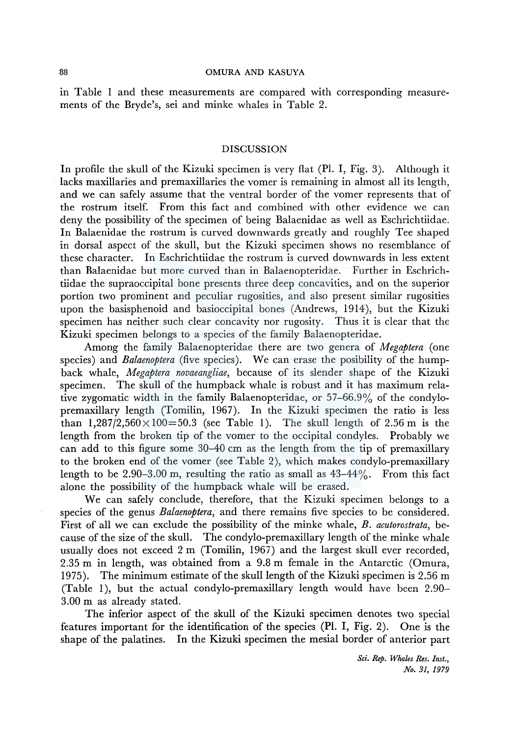in Table 1 and these measurements are compared with corresponding measurements of the Bryde's, sei and minke whales in Table 2.

## DISCUSSION

In profile the skull of the Kizuki specimen is very flat (Pl. I, Fig. 3). Although it lacks maxillaries and premaxillaries the vomer is remaining in almost all its length, and we can safely assume that the ventral border of the vomer represents that of the rostrum itself. From this fact and combined with other evidence we can deny the possibility of the specimen of being Balaenidae as well as Eschrichtiidae. In Balaenidae the rostrum is curved downwards greatly and roughly Tee shaped in dorsal aspect of the skull, but the Kizuki specimen shows no resemblance of these character. In Eschrichtiidae the rostrum is curved downwards in less extent than Balaenidae but more curved than in Balaenopteridae. Further in Eschrichtiidae the supraoccipital bone presents three deep concavities, and on the superior portion two prominent and peculiar rugosities, and also present similar rugosities upon the basisphenoid and basioccipital bones (Andrews, 1914), but the Kizuki specimen has neither such clear concavity nor rugosity. Thus it is clear that the Kizuki specimen belongs to a species of the family Balaenopteridae.

Among the family Balaenopteridae there are two genera of *Megaptera* (one species) and *Balaenoptera* (five species). We can erase the posibility of the humpback whale, *Megaptera novaeangliae*, because of its slender shape of the Kizuki specimen. The skull of the humpback whale is robust and it has maximum relative zygomatic width in the family Balaenopteridae, or 57–66.9% of the condylo-premaxillary length (Tomilin, 1967). In the Kizuki specimen the ratio is less than $1,287/2,560 \times 100 = 50.3$ (see Table 1). The skull length of 2.56 m is the length from the broken tip of the vomer to the occipital condyles. Probably we can add to this figure some 30–40 cm as the length from the tip of premaxillary to the broken end of the vomer (see Table 2), which makes condylo-premaxillary length to be 2.90–3.00 m, resulting the ratio as small as 43–44%. From this fact alone the possibility of the humpback whale will be erased.

We can safely conclude, therefore, that the Kizuki specimen belongs to a species of the genus *Balaenoptera*, and there remains five species to be considered. First of all we can exclude the possibility of the minke whale, *B. acutorostrata*, because of the size of the skull. The condylo-premaxillary length of the minke whale usually does not exceed 2 m (Tomilin, 1967) and the largest skull ever recorded, 2.35 m in length, was obtained from a 9.8 m female in the Antarctic (Omura, 1975). The minimum estimate of the skull length of the Kizuki specimen is 2.56 m (Table 1), but the actual condylo-premaxillary length would have been 2.90–3.00 m as already stated.

The inferior aspect of the skull of the Kizuki specimen denotes two special features important for the identification of the species (Pl. I, Fig. 2). One is the shape of the palatines. In the Kizuki specimen the mesial border of anterior part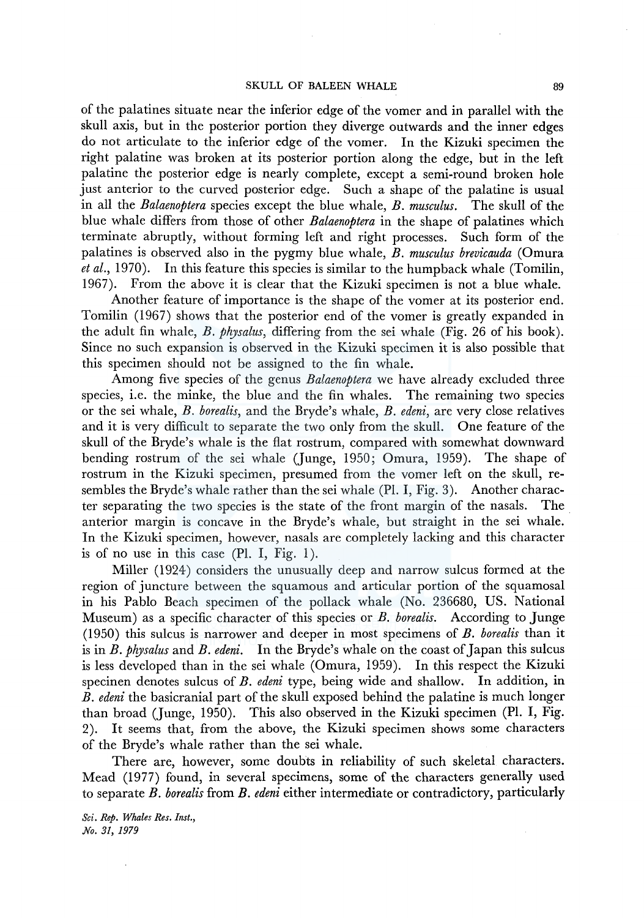of the palatines situate near the inferior edge of the vomer and in parallel with the skull axis, but in the posterior portion they diverge outwards and the inner edges do not articulate to the inferior edge of the vomer. In the Kizuki specimen the right palatine was broken at its posterior portion along the edge, but in the left palatine the posterior edge is nearly complete, except a semi-round broken hole just anterior to the curved posterior edge. Such a shape of the palatine is usual in all the *Balaenoptera* species except the blue whale, *B. musculus*. The skull of the blue whale differs from those of other *Balaenoptera* in the shape of palatines which terminate abruptly, without forming left and right processes. Such form of the palatines is observed also in the pygmy blue whale, *B. musculus brevicauda* (Omura *et al.*, 1970). In this feature this species is similar to the humpback whale (Tomilin, 1967). From the above it is clear that the Kizuki specimen is not a blue whale.

Another feature of importance is the shape of the vomer at its posterior end. Tomilin (1967) shows that the posterior end of the vomer is greatly expanded in the adult fin whale, *B. physalus*, differing from the sei whale (Fig. 26 of his book). Since no such expansion is observed in the Kizuki specimen it is also possible that this specimen should not be assigned to the fin whale.

Among five species of the genus *Balaenoptera* we have already excluded three species, i.e. the minke, the blue and the fin whales. The remaining two species or the sei whale, *B. borealis*, and the Bryde's whale, *B. edeni*, are very close relatives and it is very difficult to separate the two only from the skull. One feature of the skull of the Bryde's whale is the flat rostrum, compared with somewhat downward bending rostrum of the sei whale (Junge, 1950; Omura, 1959). The shape of rostrum in the Kizuki specimen, presumed from the vomer left on the skull, resembles the Bryde's whale rather than the sei whale (Pl. I, Fig. 3). Another character separating the two species is the state of the front margin of the nasals. The anterior margin is concave in the Bryde's whale, but straight in the sei whale. In the Kizuki specimen, however, nasals are completely lacking and this character is of no use in this case (Pl. I, Fig. 1).

Miller (1924) considers the unusually deep and narrow sulcus formed at the region of juncture between the squamous and articular portion of the squamosal in his Pablo Beach specimen of the pollack whale (No. 236680, US. National Museum) as a specific character of this species or *B. borealis*. According to Junge (1950) this sulcus is narrower and deeper in most specimens of *B. borealis* than it is in *B. physalus* and *B. edeni*. In the Bryde's whale on the coast of Japan this sulcus is less developed than in the sei whale (Omura, 1959). In this respect the Kizuki specinen denotes sulcus of *B. edeni* type, being wide and shallow. In addition, in *B. edeni* the basicranial part of the skull exposed behind the palatine is much longer than broad (Junge, 1950). This also observed in the Kizuki specimen (Pl. I, Fig. 2). It seems that, from the above, the Kizuki specimen shows some characters of the Bryde's whale rather than the sei whale.

There are, however, some doubts in reliability of such skeletal characters. Mead (1977) found, in several specimens, some of the characters generally used to separate *B. borealis* from *B. edeni* either intermediate or contradictory, particularly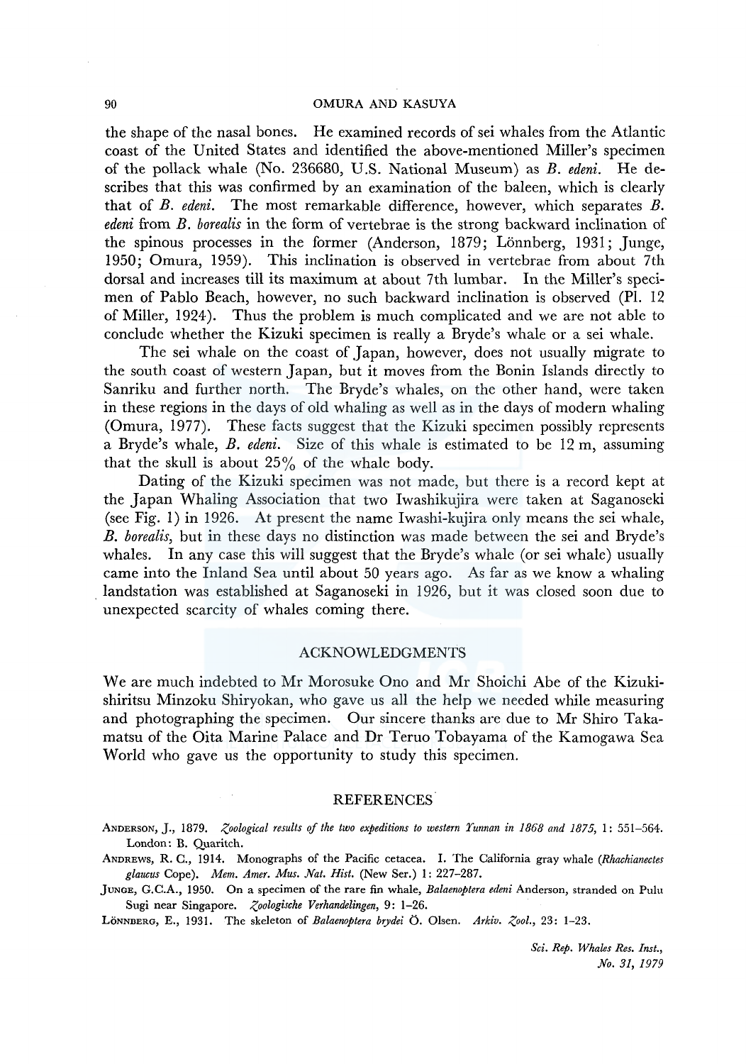the shape of the nasal bones. He examined records of sei whales from the Atlantic coast of the United States and identified the above-mentioned Miller's specimen of the pollack whale (No. 236680, U.S. National Museum) as *B. edeni*. He describes that this was confirmed by an examination of the baleen, which is clearly that of *B. edeni*. The most remarkable difference, however, which separates *B. edeni* from *B. borealis* in the form of vertebrae is the strong backward inclination of the spinous processes in the former (Anderson, 1879; Lönnberg, 1931; Junge, 1950; Omura, 1959). This inclination is observed in vertebrae from about 7th dorsal and increases till its maximum at about 7th lumbar. In the Miller's specimen of Pablo Beach, however, no such backward inclination is observed (Pl. 12 of Miller, 1924). Thus the problem is much complicated and we are not able to conclude whether the Kizuki specimen is really a Bryde's whale or a sei whale.

The sei whale on the coast of Japan, however, does not usually migrate to the south coast of western Japan, but it moves from the Bonin Islands directly to Sanriku and further north. The Bryde's whales, on the other hand, were taken in these regions in the days of old whaling as well as in the days of modern whaling (Omura, 1977). These facts suggest that the Kizuki specimen possibly represents a Bryde's whale, *B. edeni*. Size of this whale is estimated to be 12 m, assuming that the skull is about 25% of the whale body.

Dating of the Kizuki specimen was not made, but there is a record kept at the Japan Whaling Association that two Iwashikujira were taken at Saganoseki (see Fig. 1) in 1926. At present the name Iwashi-kujira only means the sei whale, *B. borealis*, but in these days no distinction was made between the sei and Bryde's whales. In any case this will suggest that the Bryde's whale (or sei whale) usually came into the Inland Sea until about 50 years ago. As far as we know a whaling landstation was established at Saganoseki in 1926, but it was closed soon due to unexpected scarcity of whales coming there.

## ACKNOWLEDGMENTS

We are much indebted to Mr Morosuke Ono and Mr Shoichi Abe of the Kizuki-shiritsu Minzoku Shiryokan, who gave us all the help we needed while measuring and photographing the specimen. Our sincere thanks are due to Mr Shiro Takamatsu of the Oita Marine Palace and Dr Teruo Tobayama of the Kamogawa Sea World who gave us the opportunity to study this specimen.

## REFERENCES

Anderson, J., 1879. *Zoological results of the two expeditions to western Yunnan in 1868 and 1875*, 1: 551–564. London: B. Quaritch.

Andrews, R. C., 1914. Monographs of the Pacific cetacea. I. The California gray whale (*Rhachianectes glaucus* Cope). *Mem. Amer. Mus. Nat. Hist.* (New Ser.) 1: 227–287.

Junge, G.C.A., 1950. On a specimen of the rare fin whale, *Balaenoptera edeni* Anderson, stranded on Pulu Sugi near Singapore. *Zoologische Verhandelingen*, 9: 1–26.

Lönnberg, E., 1931. The skeleton of *Balaenoptera brydei* Ö. Olsen. *Arkiv. Zool.*, 23: 1–23.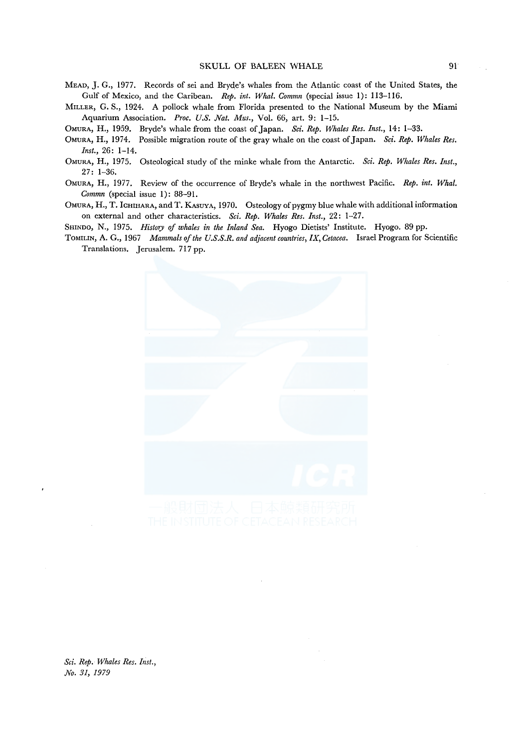MEAD, J. G., 1977. Records of sei and Bryde's whales from the Atlantic coast of the United States, the Gulf of Mexico, and the Caribean. *Rep. int. Whal. Commn* (special issue 1): 113–116.

MILLER, G. S., 1924. A pollock whale from Florida presented to the National Museum by the Miami Aquarium Association. *Proc. U.S. Nat. Mus.*, Vol. 66, art. 9: 1–15.

OMURA, H., 1959. Bryde's whale from the coast of Japan. *Sci. Rep. Whales Res. Inst.*, 14: 1–33.

OMURA, H., 1974. Possible migration route of the gray whale on the coast of Japan. *Sci. Rep. Whales Res. Inst.*, 26: 1–14.

OMURA, H., 1975. Osteological study of the minke whale from the Antarctic. *Sci. Rep. Whales Res. Inst.*, 27: 1–36.

OMURA, H., 1977. Review of the occurrence of Bryde's whale in the northwest Pacific. *Rep. int. Whal. Commn* (special issue 1): 88–91.

OMURA, H., T. ICHIHARA, and T. KASUYA, 1970. Osteology of pygmy blue whale with additional information on external and other characteristics. *Sci. Rep. Whales Res. Inst.*, 22: 1–27.

SHINDO, N., 1975. *History of whales in the Inland Sea.* Hyogo Dietists' Institute. Hyogo. 89 pp.

TOMILIN, A. G., 1967 *Mammals of the U.S.S.R. and adjacent countries, IX, Cetacea.* Israel Program for Scientific Translations. Jerusalem. 717 pp.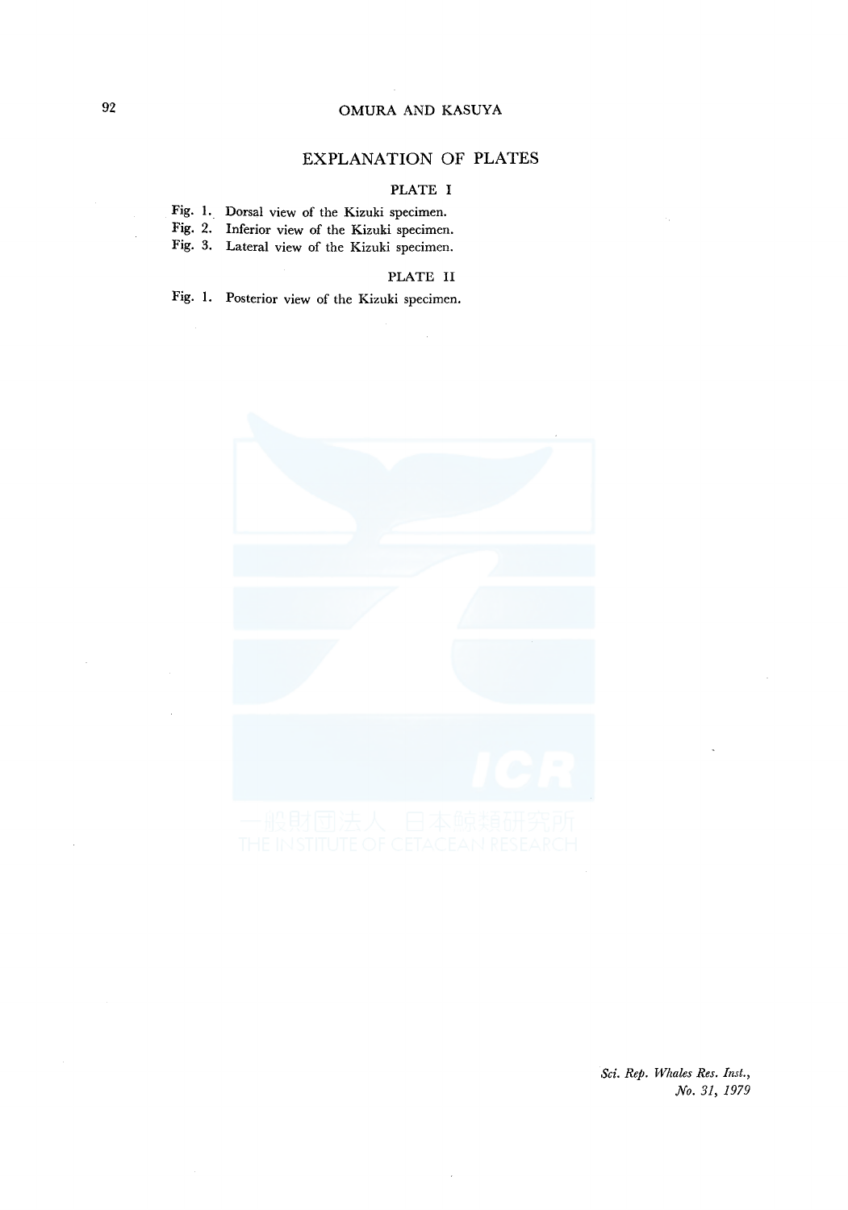## EXPLANATION OF PLATES

### PLATE I

Fig. 1. Dorsal view of the Kizuki specimen.
Fig. 2. Inferior view of the Kizuki specimen.
Fig. 3. Lateral view of the Kizuki specimen.

### PLATE II

Fig. 1. Posterior view of the Kizuki specimen.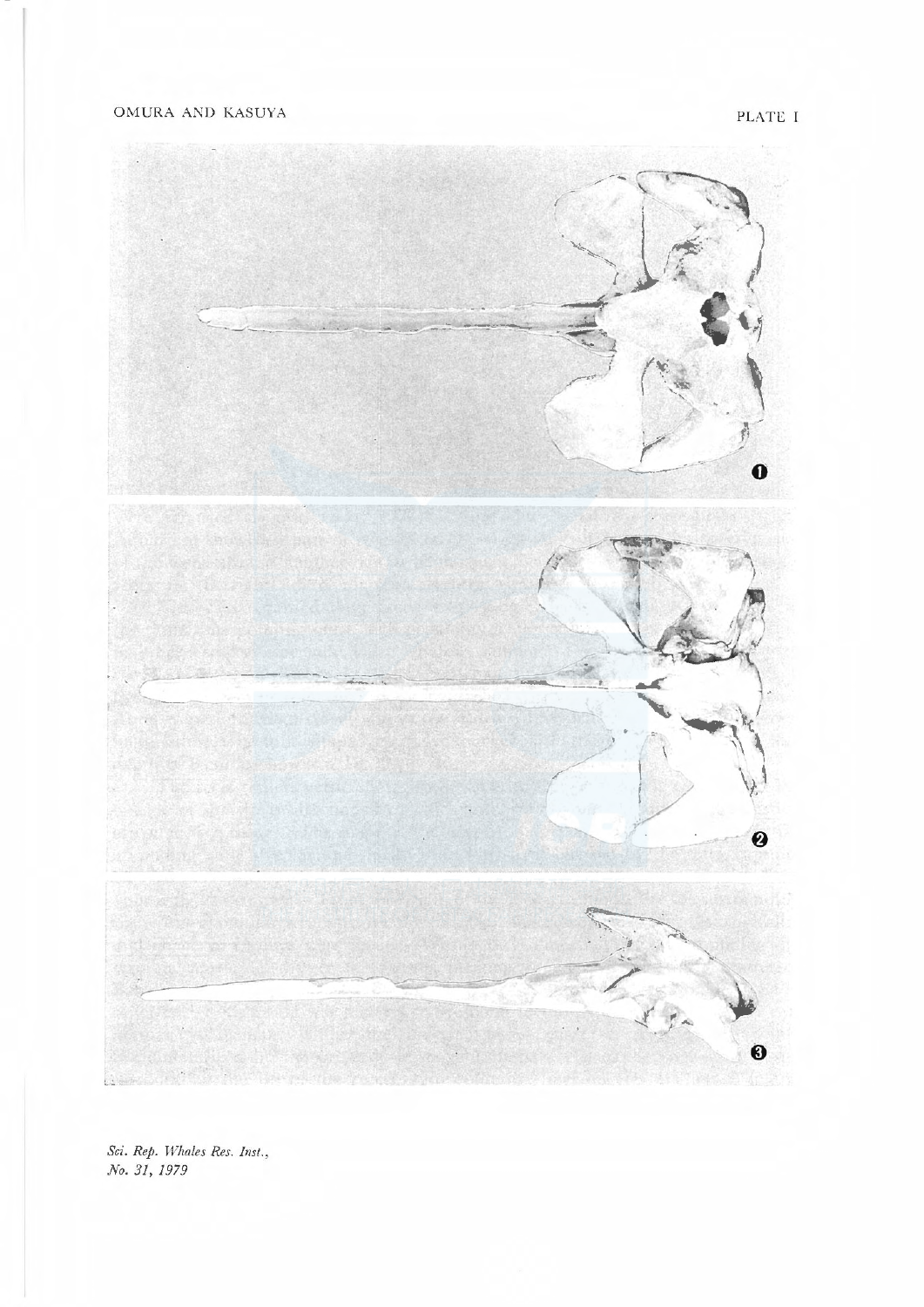PLATE I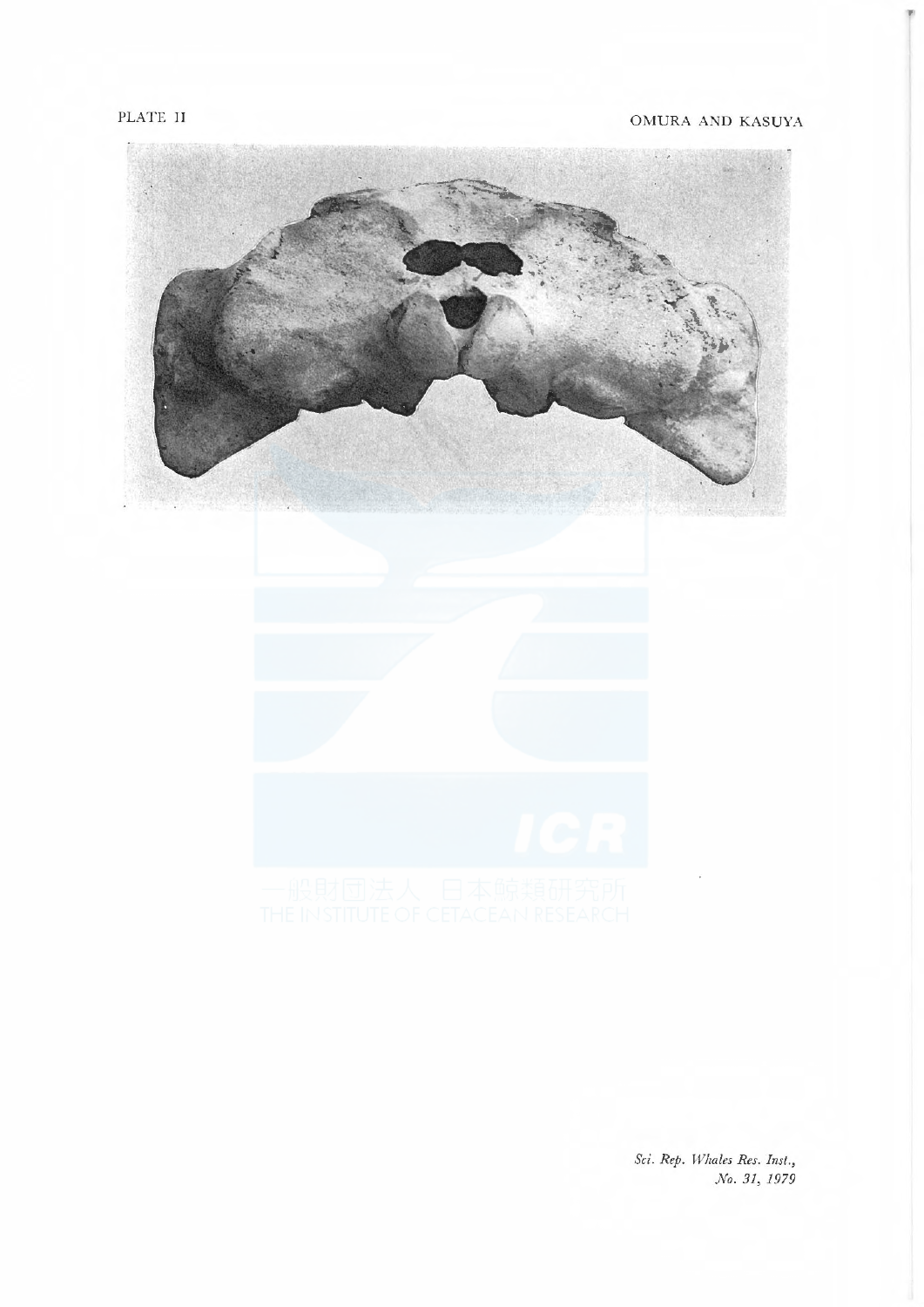PLATE II